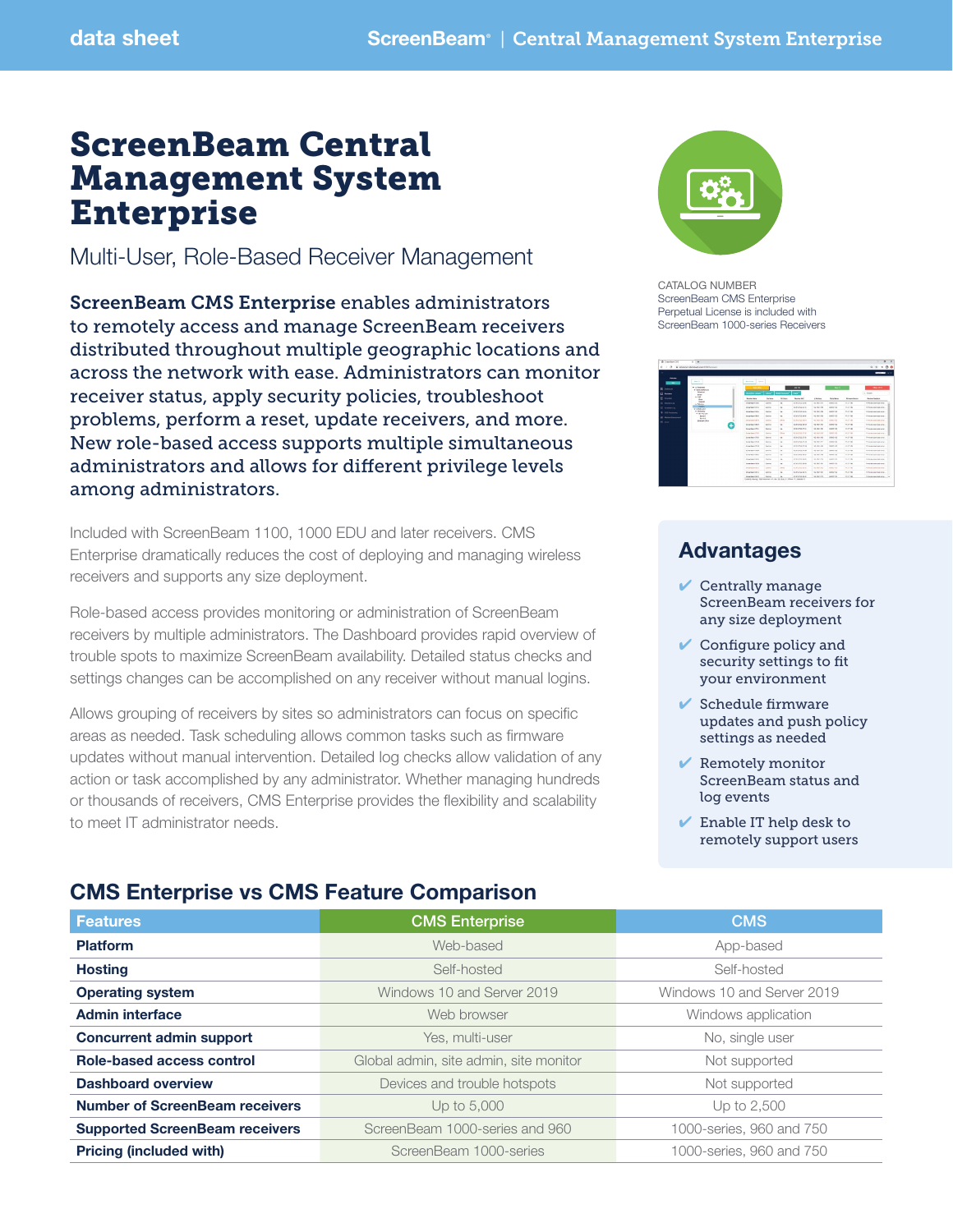# ScreenBeam Central Management System Enterprise

## Multi-User, Role-Based Receiver Management

**ScreenBeam CMS Enterprise** enables administrators to remotely access and manage ScreenBeam receivers distributed throughout multiple geographic locations and across the network with ease. Administrators can monitor receiver status, apply security policies, troubleshoot problems, perform a reset, update receivers, and more. New role-based access supports multiple simultaneous administrators and allows for different privilege levels among administrators.

Included with ScreenBeam 1100, 1000 EDU and later receivers. CMS Enterprise dramatically reduces the cost of deploying and managing wireless receivers and supports any size deployment.

Role-based access provides monitoring or administration of ScreenBeam receivers by multiple administrators. The Dashboard provides rapid overview of trouble spots to maximize ScreenBeam availability. Detailed status checks and settings changes can be accomplished on any receiver without manual logins.

Allows grouping of receivers by sites so administrators can focus on specific areas as needed. Task scheduling allows common tasks such as firmware updates without manual intervention. Detailed log checks allow validation of any action or task accomplished by any administrator. Whether managing hundreds or thousands of receivers, CMS Enterprise provides the flexibility and scalability to meet IT administrator needs.

CATALOG NUMBER
ScreenBeam CMS Enterprise
Perpetual License is included with
ScreenBeam 1000-series Receivers

## Advantages

- Centrally manage ScreenBeam receivers for any size deployment
- Configure policy and security settings to fit your environment
- Schedule firmware updates and push policy settings as needed
- Remotely monitor ScreenBeam status and log events
- Enable IT help desk to remotely support users

## CMS Enterprise vs CMS Feature Comparison

| Features | CMS Enterprise | CMS |
|---|---|---|
| **Platform** | Web-based | App-based |
| **Hosting** | Self-hosted | Self-hosted |
| **Operating system** | Windows 10 and Server 2019 | Windows 10 and Server 2019 |
| **Admin interface** | Web browser | Windows application |
| **Concurrent admin support** | Yes, multi-user | No, single user |
| **Role-based access control** | Global admin, site admin, site monitor | Not supported |
| **Dashboard overview** | Devices and trouble hotspots | Not supported |
| **Number of ScreenBeam receivers** | Up to 5,000 | Up to 2,500 |
| **Supported ScreenBeam receivers** | ScreenBeam 1000-series and 960 | 1000-series, 960 and 750 |
| **Pricing (included with)** | ScreenBeam 1000-series | 1000-series, 960 and 750 |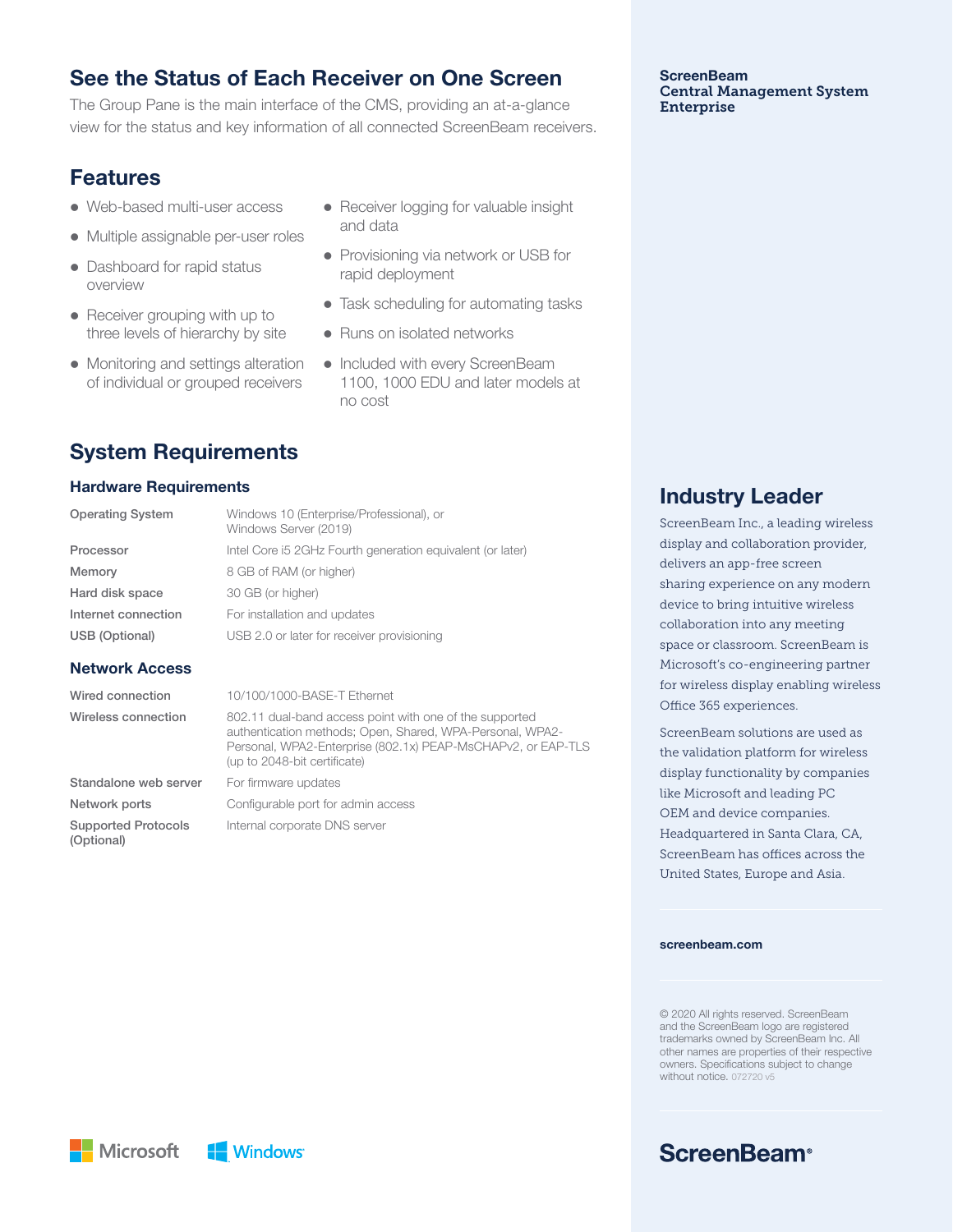## See the Status of Each Receiver on One Screen

The Group Pane is the main interface of the CMS, providing an at-a-glance view for the status and key information of all connected ScreenBeam receivers.

## Features

- Web-based multi-user access
- Multiple assignable per-user roles
- Dashboard for rapid status overview
- Receiver grouping with up to three levels of hierarchy by site
- Monitoring and settings alteration of individual or grouped receivers
- Receiver logging for valuable insight and data
- Provisioning via network or USB for rapid deployment
- Task scheduling for automating tasks
- Runs on isolated networks
- Included with every ScreenBeam 1100, 1000 EDU and later models at no cost

## System Requirements

### Hardware Requirements

| | |
|---|---|
| Operating System | Windows 10 (Enterprise/Professional), or Windows Server (2019) |
| Processor | Intel Core i5 2GHz Fourth generation equivalent (or later) |
| Memory | 8 GB of RAM (or higher) |
| Hard disk space | 30 GB (or higher) |
| Internet connection | For installation and updates |
| USB (Optional) | USB 2.0 or later for receiver provisioning |

### Network Access

| | |
|---|---|
| Wired connection | 10/100/1000-BASE-T Ethernet |
| Wireless connection | 802.11 dual-band access point with one of the supported authentication methods; Open, Shared, WPA-Personal, WPA2-Personal, WPA2-Enterprise (802.1x) PEAP-MsCHAPv2, or EAP-TLS (up to 2048-bit certificate) |
| Standalone web server | For firmware updates |
| Network ports | Configurable port for admin access |
| Supported Protocols (Optional) | Internal corporate DNS server |

Microsoft Windows

**ScreenBeam**
**Central Management System**
**Enterprise**

## Industry Leader

ScreenBeam Inc., a leading wireless display and collaboration provider, delivers an app-free screen sharing experience on any modern device to bring intuitive wireless collaboration into any meeting space or classroom. ScreenBeam is Microsoft's co-engineering partner for wireless display enabling wireless Office 365 experiences.

ScreenBeam solutions are used as the validation platform for wireless display functionality by companies like Microsoft and leading PC OEM and device companies. Headquartered in Santa Clara, CA, ScreenBeam has offices across the United States, Europe and Asia.

**screenbeam.com**

© 2020 All rights reserved. ScreenBeam and the ScreenBeam logo are registered trademarks owned by ScreenBeam Inc. All other names are properties of their respective owners. Specifications subject to change without notice. 072720 v5

ScreenBeam®